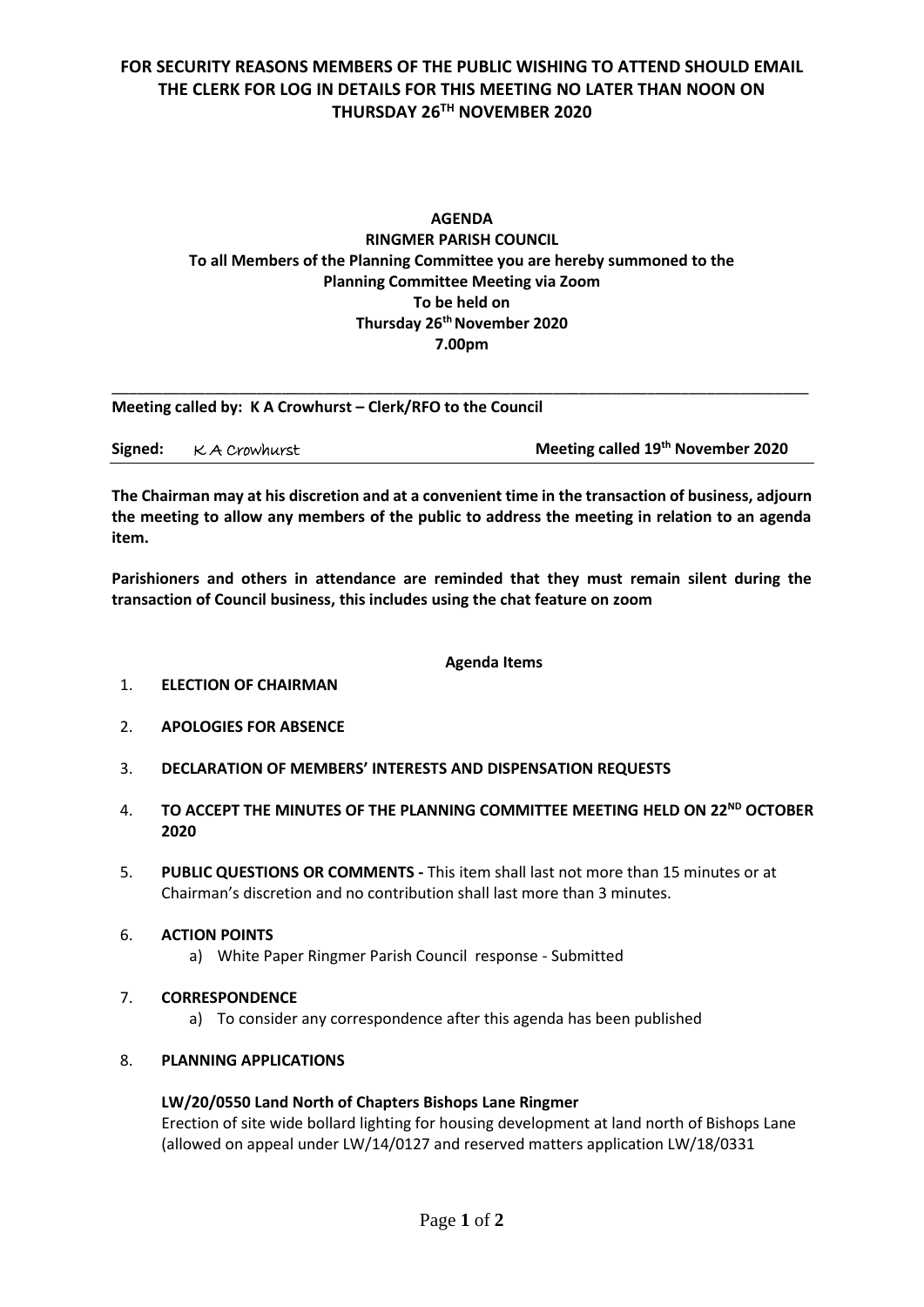**FOR SECURITY REASONS MEMBERS OF THE PUBLIC WISHING TO ATTEND SHOULD EMAIL THE CLERK FOR LOG IN DETAILS FOR THIS MEETING NO LATER THAN NOON ON THURSDAY 26TH NOVEMBER 2020**

**AGENDA**
**RINGMER PARISH COUNCIL**
**To all Members of the Planning Committee you are hereby summoned to the Planning Committee Meeting via Zoom**
**To be held on**
**Thursday 26th November 2020**
**7.00pm**

---

**Meeting called by: K A Crowhurst – Clerk/RFO to the Council**

**Signed:** K A Crowhurst **Meeting called 19th November 2020**

---

**The Chairman may at his discretion and at a convenient time in the transaction of business, adjourn the meeting to allow any members of the public to address the meeting in relation to an agenda item.**

**Parishioners and others in attendance are reminded that they must remain silent during the transaction of Council business, this includes using the chat feature on zoom**

**Agenda Items**

1. **ELECTION OF CHAIRMAN**

2. **APOLOGIES FOR ABSENCE**

3. **DECLARATION OF MEMBERS' INTERESTS AND DISPENSATION REQUESTS**

4. **TO ACCEPT THE MINUTES OF THE PLANNING COMMITTEE MEETING HELD ON 22ND OCTOBER 2020**

5. **PUBLIC QUESTIONS OR COMMENTS -** This item shall last not more than 15 minutes or at Chairman's discretion and no contribution shall last more than 3 minutes.

6. **ACTION POINTS**
   a) White Paper Ringmer Parish Council response - Submitted

7. **CORRESPONDENCE**
   a) To consider any correspondence after this agenda has been published

8. **PLANNING APPLICATIONS**

   **LW/20/0550 Land North of Chapters Bishops Lane Ringmer**
   Erection of site wide bollard lighting for housing development at land north of Bishops Lane (allowed on appeal under LW/14/0127 and reserved matters application LW/18/0331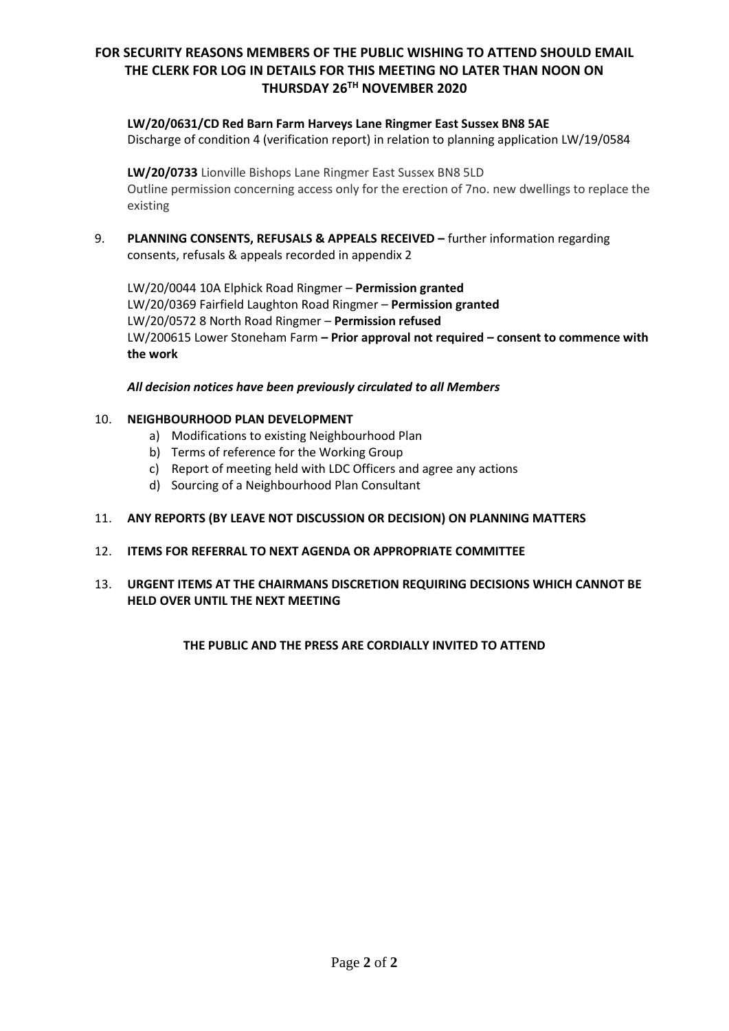**FOR SECURITY REASONS MEMBERS OF THE PUBLIC WISHING TO ATTEND SHOULD EMAIL THE CLERK FOR LOG IN DETAILS FOR THIS MEETING NO LATER THAN NOON ON THURSDAY 26TH NOVEMBER 2020**

**LW/20/0631/CD Red Barn Farm Harveys Lane Ringmer East Sussex BN8 5AE**
Discharge of condition 4 (verification report) in relation to planning application LW/19/0584

**LW/20/0733** Lionville Bishops Lane Ringmer East Sussex BN8 5LD
Outline permission concerning access only for the erection of 7no. new dwellings to replace the existing

9. **PLANNING CONSENTS, REFUSALS & APPEALS RECEIVED –** further information regarding consents, refusals & appeals recorded in appendix 2

   LW/20/0044 10A Elphick Road Ringmer – **Permission granted**
   LW/20/0369 Fairfield Laughton Road Ringmer – **Permission granted**
   LW/20/0572 8 North Road Ringmer – **Permission refused**
   LW/200615 Lower Stoneham Farm **– Prior approval not required – consent to commence with the work**

   ***All decision notices have been previously circulated to all Members***

10. **NEIGHBOURHOOD PLAN DEVELOPMENT**
    a) Modifications to existing Neighbourhood Plan
    b) Terms of reference for the Working Group
    c) Report of meeting held with LDC Officers and agree any actions
    d) Sourcing of a Neighbourhood Plan Consultant

11. **ANY REPORTS (BY LEAVE NOT DISCUSSION OR DECISION) ON PLANNING MATTERS**

12. **ITEMS FOR REFERRAL TO NEXT AGENDA OR APPROPRIATE COMMITTEE**

13. **URGENT ITEMS AT THE CHAIRMANS DISCRETION REQUIRING DECISIONS WHICH CANNOT BE HELD OVER UNTIL THE NEXT MEETING**

**THE PUBLIC AND THE PRESS ARE CORDIALLY INVITED TO ATTEND**